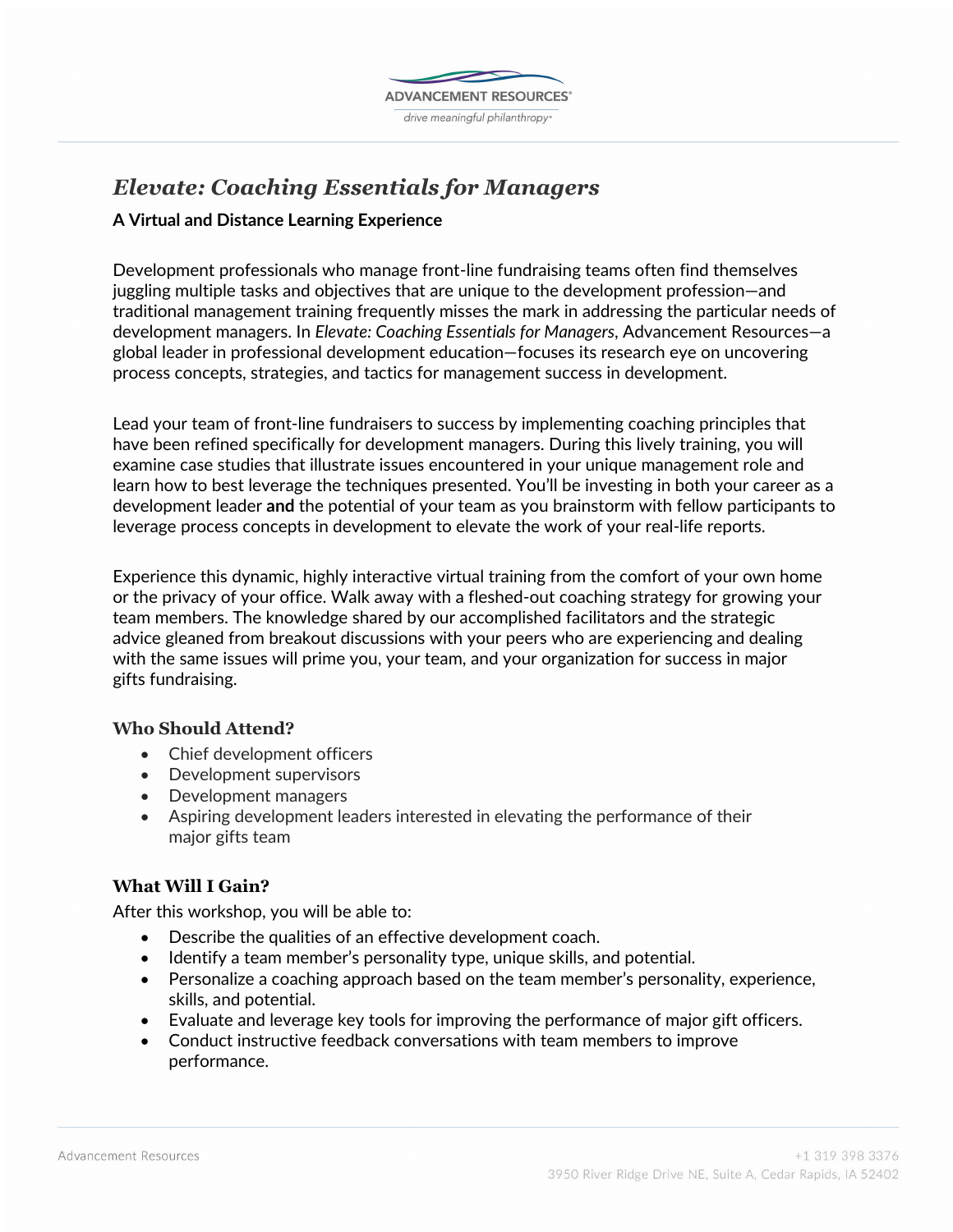# *Elevate: Coaching Essentials for Managers*

**A Virtual and Distance Learning Experience**

Development professionals who manage front-line fundraising teams often find themselves juggling multiple tasks and objectives that are unique to the development profession—and traditional management training frequently misses the mark in addressing the particular needs of development managers. In *Elevate: Coaching Essentials for Managers*, Advancement Resources—a global leader in professional development education—focuses its research eye on uncovering process concepts, strategies, and tactics for management success in development.

Lead your team of front-line fundraisers to success by implementing coaching principles that have been refined specifically for development managers. During this lively training, you will examine case studies that illustrate issues encountered in your unique management role and learn how to best leverage the techniques presented. You'll be investing in both your career as a development leader **and** the potential of your team as you brainstorm with fellow participants to leverage process concepts in development to elevate the work of your real-life reports.

Experience this dynamic, highly interactive virtual training from the comfort of your own home or the privacy of your office. Walk away with a fleshed-out coaching strategy for growing your team members. The knowledge shared by our accomplished facilitators and the strategic advice gleaned from breakout discussions with your peers who are experiencing and dealing with the same issues will prime you, your team, and your organization for success in major gifts fundraising.

## Who Should Attend?

- Chief development officers
- Development supervisors
- Development managers
- Aspiring development leaders interested in elevating the performance of their major gifts team

## What Will I Gain?

After this workshop, you will be able to:

- Describe the qualities of an effective development coach.
- Identify a team member's personality type, unique skills, and potential.
- Personalize a coaching approach based on the team member's personality, experience, skills, and potential.
- Evaluate and leverage key tools for improving the performance of major gift officers.
- Conduct instructive feedback conversations with team members to improve performance.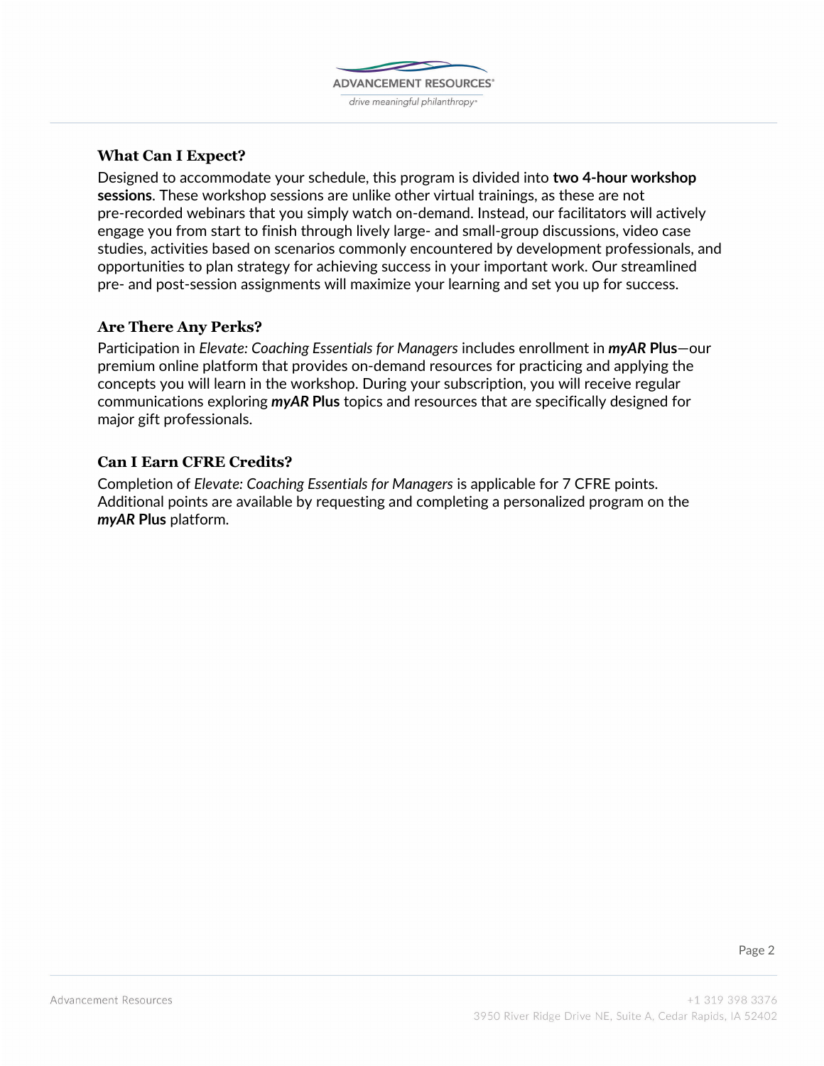### What Can I Expect?

Designed to accommodate your schedule, this program is divided into **two 4-hour workshop sessions**. These workshop sessions are unlike other virtual trainings, as these are not pre-recorded webinars that you simply watch on-demand. Instead, our facilitators will actively engage you from start to finish through lively large- and small-group discussions, video case studies, activities based on scenarios commonly encountered by development professionals, and opportunities to plan strategy for achieving success in your important work. Our streamlined pre- and post-session assignments will maximize your learning and set you up for success.

### Are There Any Perks?

Participation in *Elevate: Coaching Essentials for Managers* includes enrollment in ***myAR* Plus**—our premium online platform that provides on-demand resources for practicing and applying the concepts you will learn in the workshop. During your subscription, you will receive regular communications exploring ***myAR* Plus** topics and resources that are specifically designed for major gift professionals.

### Can I Earn CFRE Credits?

Completion of *Elevate: Coaching Essentials for Managers* is applicable for 7 CFRE points. Additional points are available by requesting and completing a personalized program on the ***myAR* Plus** platform.